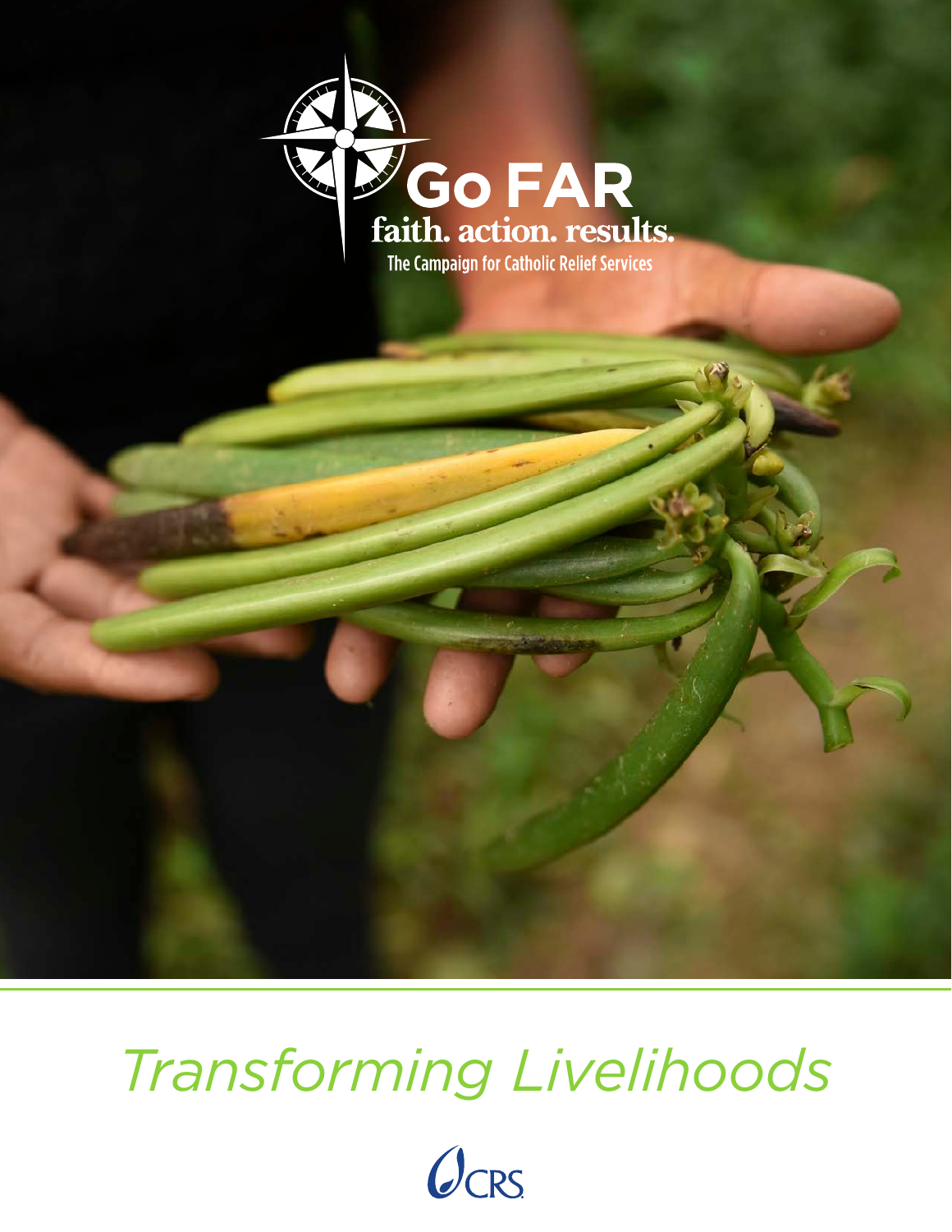# Go FAR

faith. action. results.

The Campaign for Catholic Relief Services

# *Transforming Livelihoods*

CRS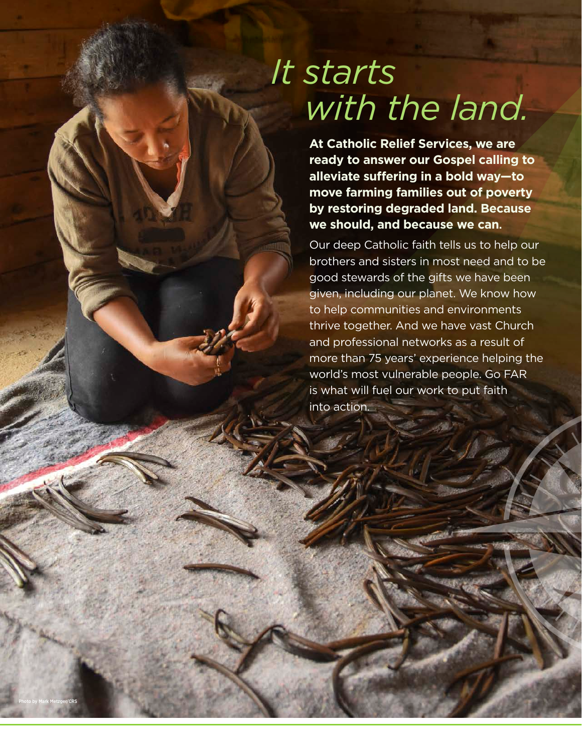# *It starts with the land.*

**At Catholic Relief Services, we are ready to answer our Gospel calling to alleviate suffering in a bold way—to move farming families out of poverty by restoring degraded land. Because we should, and because we can.**

Our deep Catholic faith tells us to help our brothers and sisters in most need and to be good stewards of the gifts we have been given, including our planet. We know how to help communities and environments thrive together. And we have vast Church and professional networks as a result of more than 75 years' experience helping the world's most vulnerable people. Go FAR is what will fuel our work to put faith into action.

Photo by Mark Metzger/CRS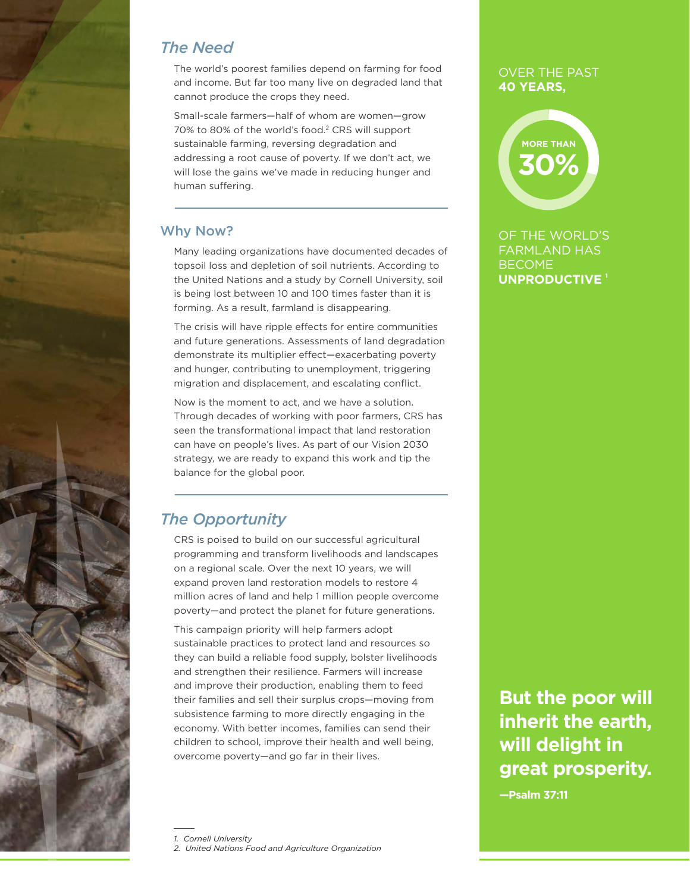## The Need

The world's poorest families depend on farming for food and income. But far too many live on degraded land that cannot produce the crops they need.

Small-scale farmers—half of whom are women—grow 70% to 80% of the world's food.[2] CRS will support sustainable farming, reversing degradation and addressing a root cause of poverty. If we don't act, we will lose the gains we've made in reducing hunger and human suffering.

## Why Now?

Many leading organizations have documented decades of topsoil loss and depletion of soil nutrients. According to the United Nations and a study by Cornell University, soil is being lost between 10 and 100 times faster than it is forming. As a result, farmland is disappearing.

The crisis will have ripple effects for entire communities and future generations. Assessments of land degradation demonstrate its multiplier effect—exacerbating poverty and hunger, contributing to unemployment, triggering migration and displacement, and escalating conflict.

Now is the moment to act, and we have a solution. Through decades of working with poor farmers, CRS has seen the transformational impact that land restoration can have on people's lives. As part of our Vision 2030 strategy, we are ready to expand this work and tip the balance for the global poor.

## The Opportunity

CRS is poised to build on our successful agricultural programming and transform livelihoods and landscapes on a regional scale. Over the next 10 years, we will expand proven land restoration models to restore 4 million acres of land and help 1 million people overcome poverty—and protect the planet for future generations.

This campaign priority will help farmers adopt sustainable practices to protect land and resources so they can build a reliable food supply, bolster livelihoods and strengthen their resilience. Farmers will increase and improve their production, enabling them to feed their families and sell their surplus crops—moving from subsistence farming to more directly engaging in the economy. With better incomes, families can send their children to school, improve their health and well being, overcome poverty—and go far in their lives.

OVER THE PAST **40 YEARS,**

**MORE THAN 30%**

OF THE WORLD'S FARMLAND HAS BECOME **UNPRODUCTIVE**[1]

**But the poor will inherit the earth, will delight in great prosperity.**

**—Psalm 37:11**

---

1. *Cornell University*
2. *United Nations Food and Agriculture Organization*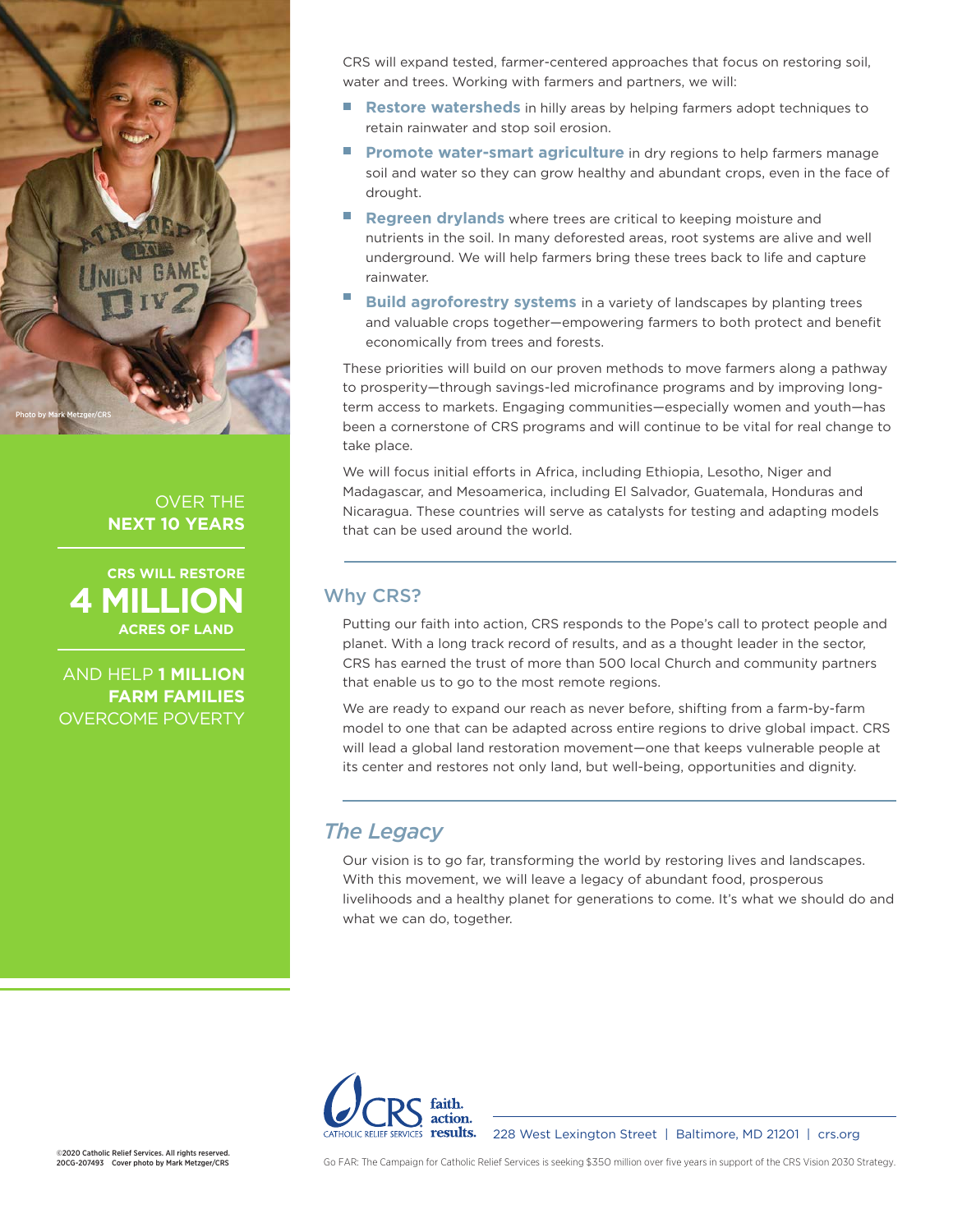Photo by Mark Metzger/CRS

OVER THE **NEXT 10 YEARS**

**CRS WILL RESTORE**
**4 MILLION**
**ACRES OF LAND**

AND HELP **1 MILLION FARM FAMILIES** OVERCOME POVERTY

CRS will expand tested, farmer-centered approaches that focus on restoring soil, water and trees. Working with farmers and partners, we will:

- **Restore watersheds** in hilly areas by helping farmers adopt techniques to retain rainwater and stop soil erosion.
- **Promote water-smart agriculture** in dry regions to help farmers manage soil and water so they can grow healthy and abundant crops, even in the face of drought.
- **Regreen drylands** where trees are critical to keeping moisture and nutrients in the soil. In many deforested areas, root systems are alive and well underground. We will help farmers bring these trees back to life and capture rainwater.
- **Build agroforestry systems** in a variety of landscapes by planting trees and valuable crops together—empowering farmers to both protect and benefit economically from trees and forests.

These priorities will build on our proven methods to move farmers along a pathway to prosperity—through savings-led microfinance programs and by improving long-term access to markets. Engaging communities—especially women and youth—has been a cornerstone of CRS programs and will continue to be vital for real change to take place.

We will focus initial efforts in Africa, including Ethiopia, Lesotho, Niger and Madagascar, and Mesoamerica, including El Salvador, Guatemala, Honduras and Nicaragua. These countries will serve as catalysts for testing and adapting models that can be used around the world.

## Why CRS?

Putting our faith into action, CRS responds to the Pope's call to protect people and planet. With a long track record of results, and as a thought leader in the sector, CRS has earned the trust of more than 500 local Church and community partners that enable us to go to the most remote regions.

We are ready to expand our reach as never before, shifting from a farm-by-farm model to one that can be adapted across entire regions to drive global impact. CRS will lead a global land restoration movement—one that keeps vulnerable people at its center and restores not only land, but well-being, opportunities and dignity.

## *The Legacy*

Our vision is to go far, transforming the world by restoring lives and landscapes. With this movement, we will leave a legacy of abundant food, prosperous livelihoods and a healthy planet for generations to come. It's what we should do and what we can do, together.

CRS CATHOLIC RELIEF SERVICES faith. action. results.

228 West Lexington Street | Baltimore, MD 21201 | crs.org

©2020 Catholic Relief Services. All rights reserved.
20CG-207493 Cover photo by Mark Metzger/CRS

Go FAR: The Campaign for Catholic Relief Services is seeking $350 million over five years in support of the CRS Vision 2030 Strategy.